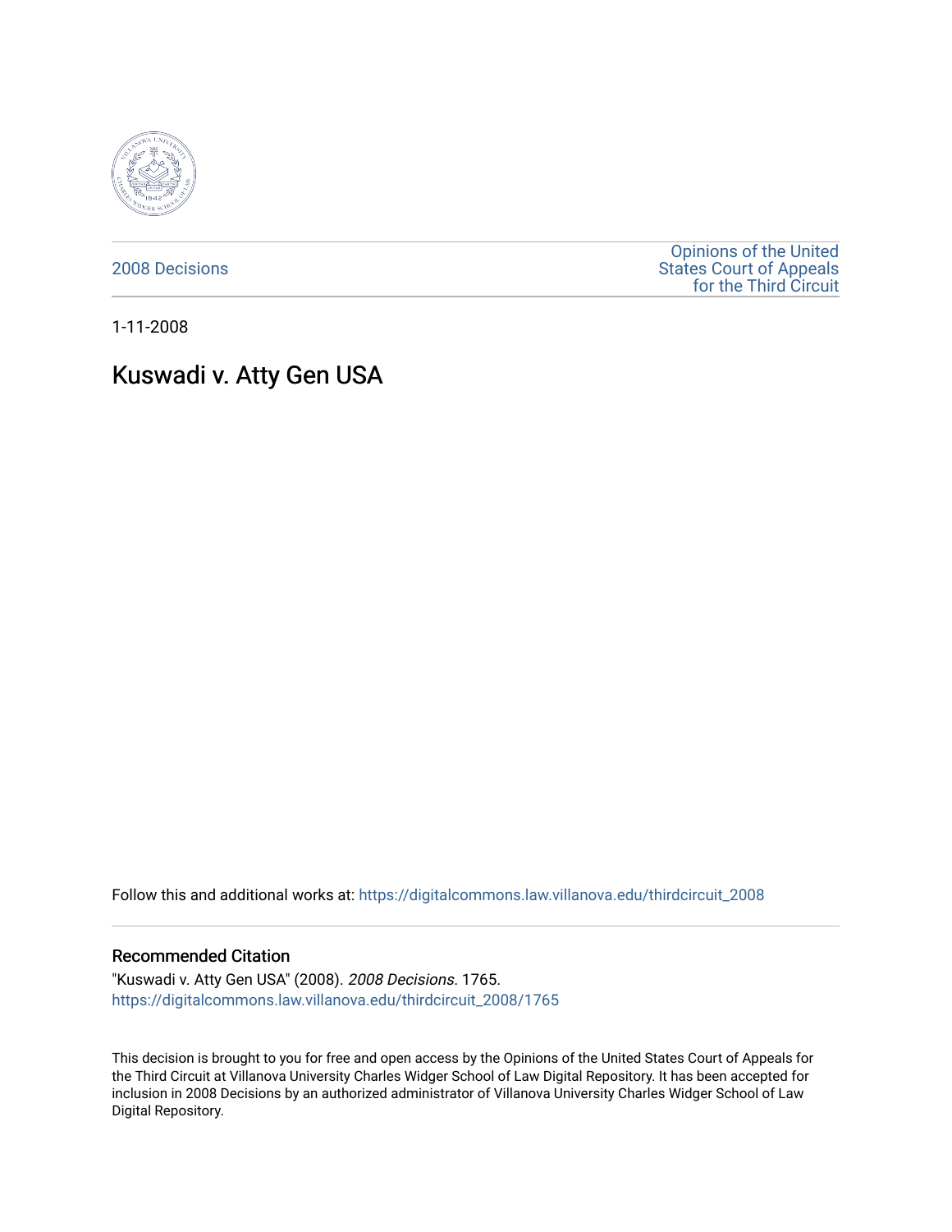2008 Decisions

Opinions of the United States Court of Appeals for the Third Circuit

1-11-2008

# Kuswadi v. Atty Gen USA

Follow this and additional works at: https://digitalcommons.law.villanova.edu/thirdcircuit_2008

## Recommended Citation

"Kuswadi v. Atty Gen USA" (2008). *2008 Decisions*. 1765.
https://digitalcommons.law.villanova.edu/thirdcircuit_2008/1765

This decision is brought to you for free and open access by the Opinions of the United States Court of Appeals for the Third Circuit at Villanova University Charles Widger School of Law Digital Repository. It has been accepted for inclusion in 2008 Decisions by an authorized administrator of Villanova University Charles Widger School of Law Digital Repository.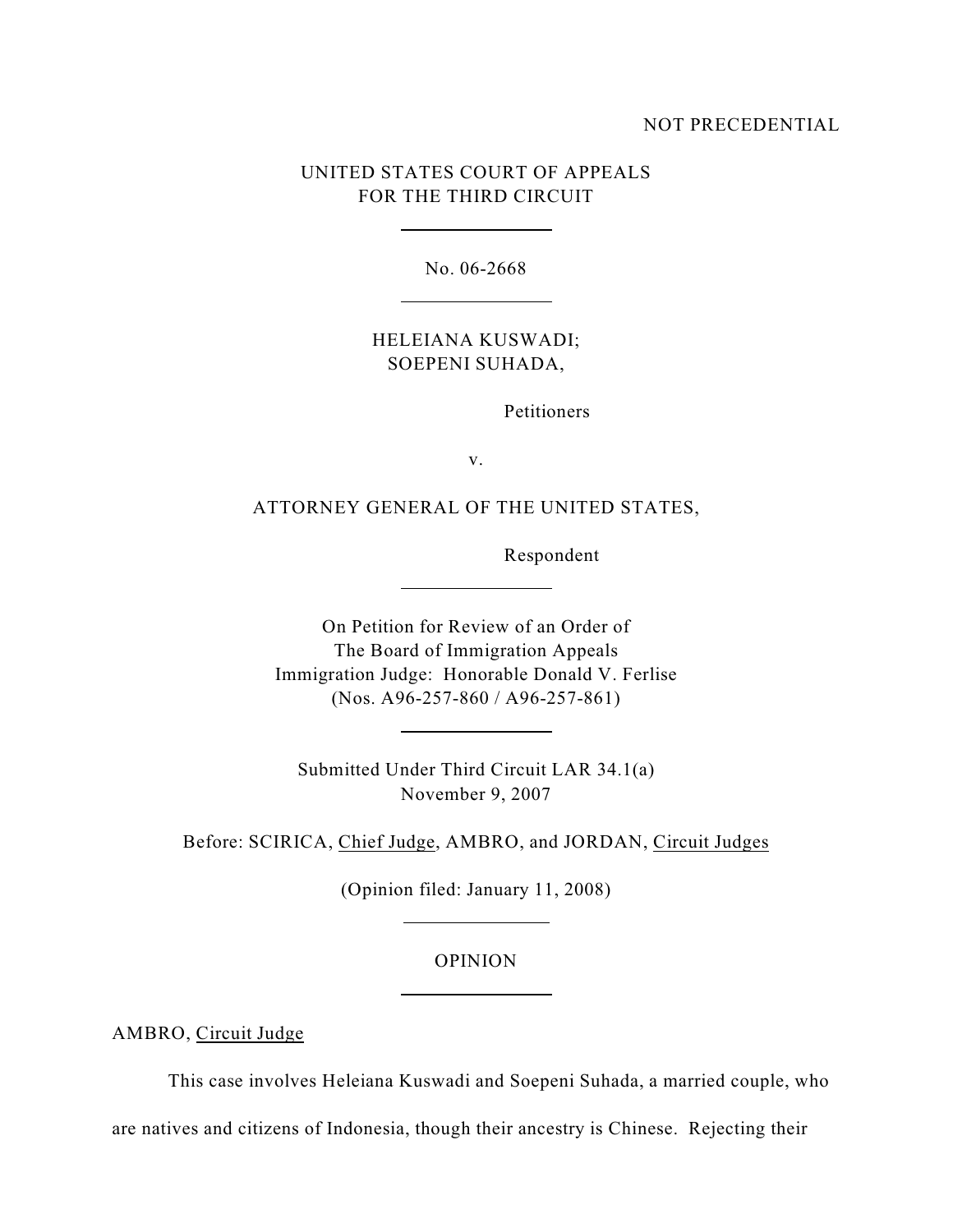NOT PRECEDENTIAL

UNITED STATES COURT OF APPEALS
FOR THE THIRD CIRCUIT

---

No. 06-2668

---

HELEIANA KUSWADI;
SOEPENI SUHADA,

Petitioners

v.

ATTORNEY GENERAL OF THE UNITED STATES,

Respondent

---

On Petition for Review of an Order of
The Board of Immigration Appeals
Immigration Judge: Honorable Donald V. Ferlise
(Nos. A96-257-860 / A96-257-861)

---

Submitted Under Third Circuit LAR 34.1(a)
November 9, 2007

Before: SCIRICA, Chief Judge, AMBRO, and JORDAN, Circuit Judges

(Opinion filed: January 11, 2008)

---

OPINION

---

AMBRO, Circuit Judge

This case involves Heleiana Kuswadi and Soepeni Suhada, a married couple, who are natives and citizens of Indonesia, though their ancestry is Chinese. Rejecting their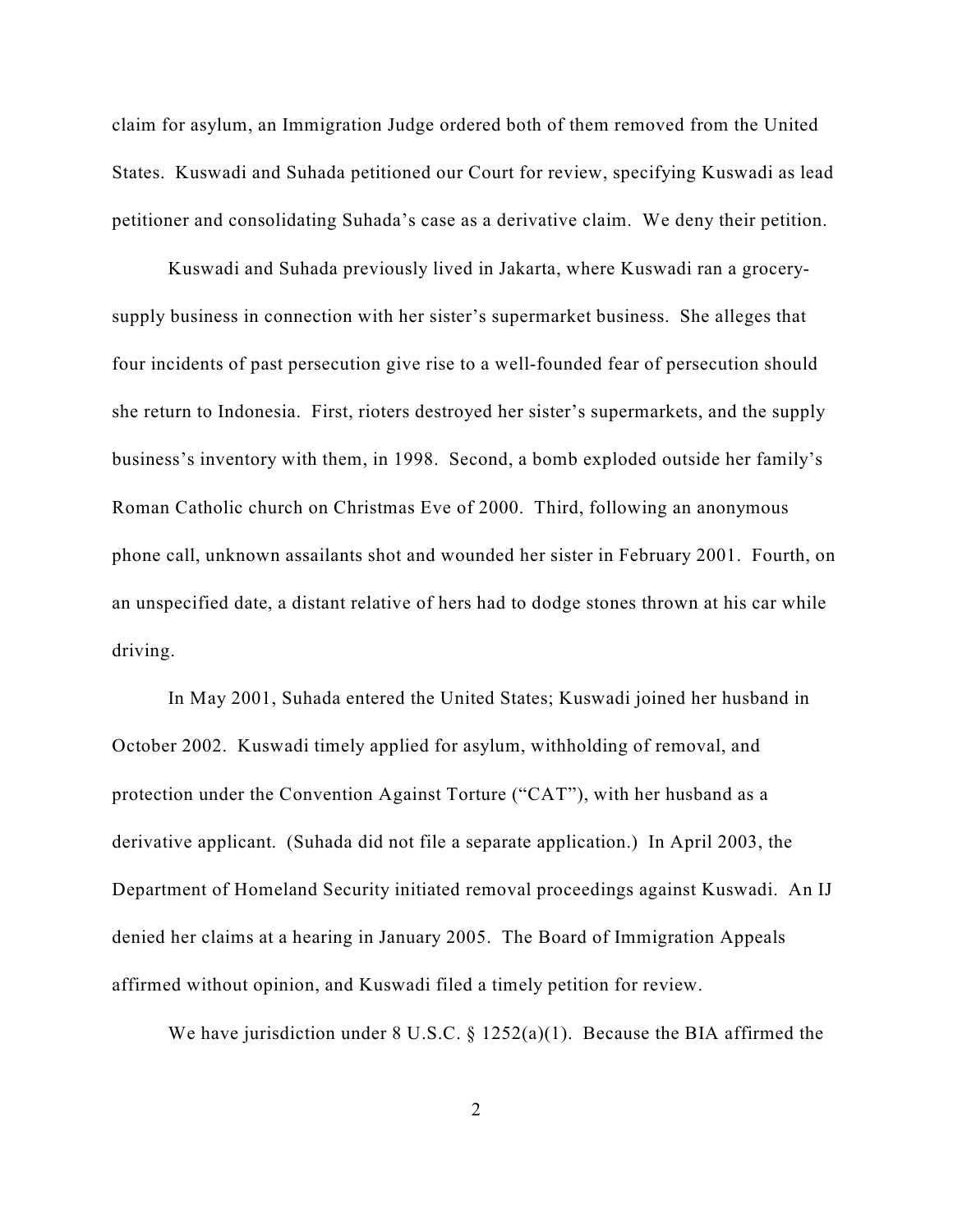claim for asylum, an Immigration Judge ordered both of them removed from the United States. Kuswadi and Suhada petitioned our Court for review, specifying Kuswadi as lead petitioner and consolidating Suhada's case as a derivative claim. We deny their petition.

Kuswadi and Suhada previously lived in Jakarta, where Kuswadi ran a grocery-supply business in connection with her sister's supermarket business. She alleges that four incidents of past persecution give rise to a well-founded fear of persecution should she return to Indonesia. First, rioters destroyed her sister's supermarkets, and the supply business's inventory with them, in 1998. Second, a bomb exploded outside her family's Roman Catholic church on Christmas Eve of 2000. Third, following an anonymous phone call, unknown assailants shot and wounded her sister in February 2001. Fourth, on an unspecified date, a distant relative of hers had to dodge stones thrown at his car while driving.

In May 2001, Suhada entered the United States; Kuswadi joined her husband in October 2002. Kuswadi timely applied for asylum, withholding of removal, and protection under the Convention Against Torture ("CAT"), with her husband as a derivative applicant. (Suhada did not file a separate application.) In April 2003, the Department of Homeland Security initiated removal proceedings against Kuswadi. An IJ denied her claims at a hearing in January 2005. The Board of Immigration Appeals affirmed without opinion, and Kuswadi filed a timely petition for review.

We have jurisdiction under 8 U.S.C. § 1252(a)(1). Because the BIA affirmed the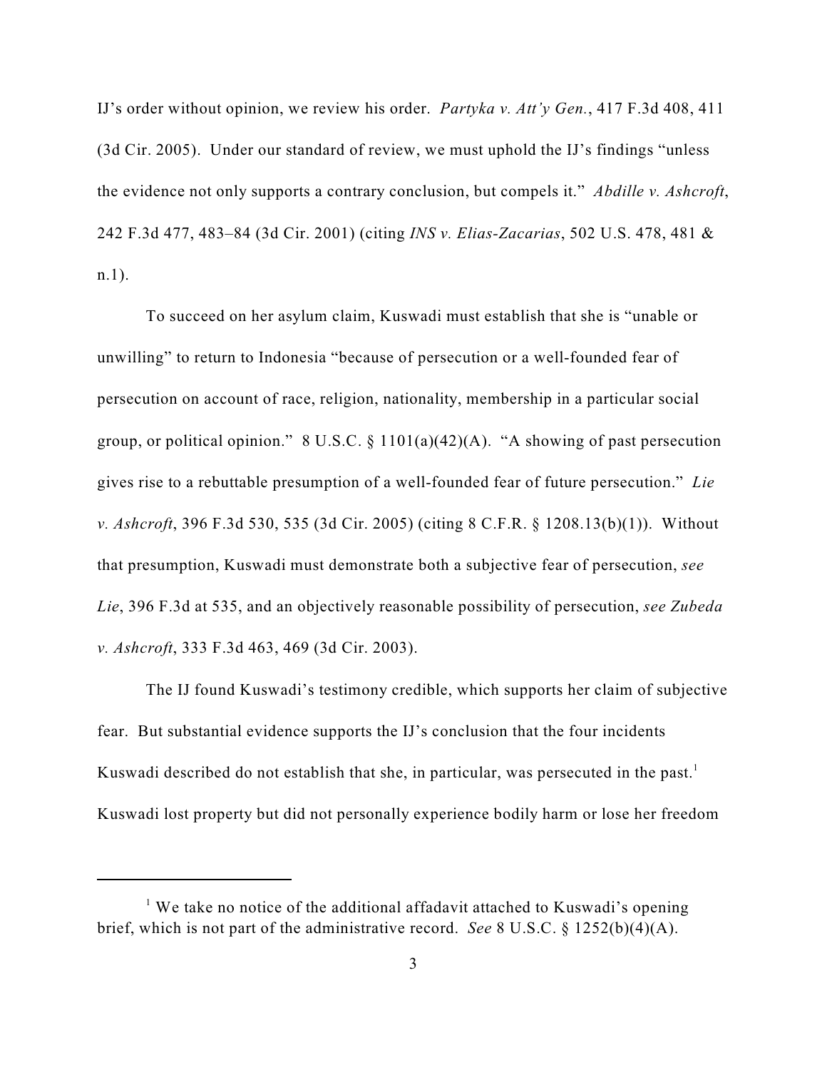IJ's order without opinion, we review his order. *Partyka v. Att'y Gen.*, 417 F.3d 408, 411 (3d Cir. 2005). Under our standard of review, we must uphold the IJ's findings "unless the evidence not only supports a contrary conclusion, but compels it." *Abdille v. Ashcroft*, 242 F.3d 477, 483–84 (3d Cir. 2001) (citing *INS v. Elias-Zacarias*, 502 U.S. 478, 481 & n.1).

To succeed on her asylum claim, Kuswadi must establish that she is "unable or unwilling" to return to Indonesia "because of persecution or a well-founded fear of persecution on account of race, religion, nationality, membership in a particular social group, or political opinion." 8 U.S.C. § 1101(a)(42)(A). "A showing of past persecution gives rise to a rebuttable presumption of a well-founded fear of future persecution." *Lie v. Ashcroft*, 396 F.3d 530, 535 (3d Cir. 2005) (citing 8 C.F.R. § 1208.13(b)(1)). Without that presumption, Kuswadi must demonstrate both a subjective fear of persecution, *see Lie*, 396 F.3d at 535, and an objectively reasonable possibility of persecution, *see Zubeda v. Ashcroft*, 333 F.3d 463, 469 (3d Cir. 2003).

The IJ found Kuswadi's testimony credible, which supports her claim of subjective fear. But substantial evidence supports the IJ's conclusion that the four incidents Kuswadi described do not establish that she, in particular, was persecuted in the past.[1] Kuswadi lost property but did not personally experience bodily harm or lose her freedom

---

[1] We take no notice of the additional affadavit attached to Kuswadi's opening brief, which is not part of the administrative record. *See* 8 U.S.C. § 1252(b)(4)(A).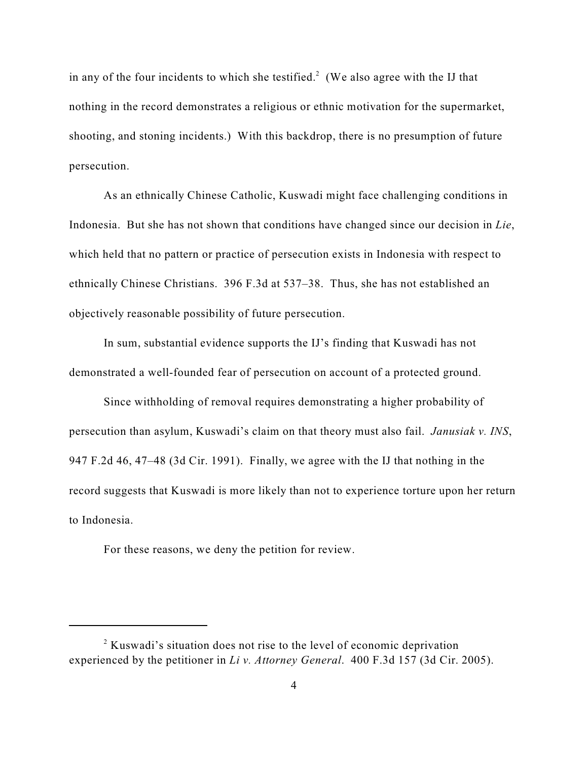in any of the four incidents to which she testified.[2] (We also agree with the IJ that nothing in the record demonstrates a religious or ethnic motivation for the supermarket, shooting, and stoning incidents.) With this backdrop, there is no presumption of future persecution.

As an ethnically Chinese Catholic, Kuswadi might face challenging conditions in Indonesia. But she has not shown that conditions have changed since our decision in *Lie*, which held that no pattern or practice of persecution exists in Indonesia with respect to ethnically Chinese Christians. 396 F.3d at 537–38. Thus, she has not established an objectively reasonable possibility of future persecution.

In sum, substantial evidence supports the IJ's finding that Kuswadi has not demonstrated a well-founded fear of persecution on account of a protected ground.

Since withholding of removal requires demonstrating a higher probability of persecution than asylum, Kuswadi's claim on that theory must also fail. *Janusiak v. INS*, 947 F.2d 46, 47–48 (3d Cir. 1991). Finally, we agree with the IJ that nothing in the record suggests that Kuswadi is more likely than not to experience torture upon her return to Indonesia.

For these reasons, we deny the petition for review.

---

[2] Kuswadi's situation does not rise to the level of economic deprivation experienced by the petitioner in *Li v. Attorney General*. 400 F.3d 157 (3d Cir. 2005).